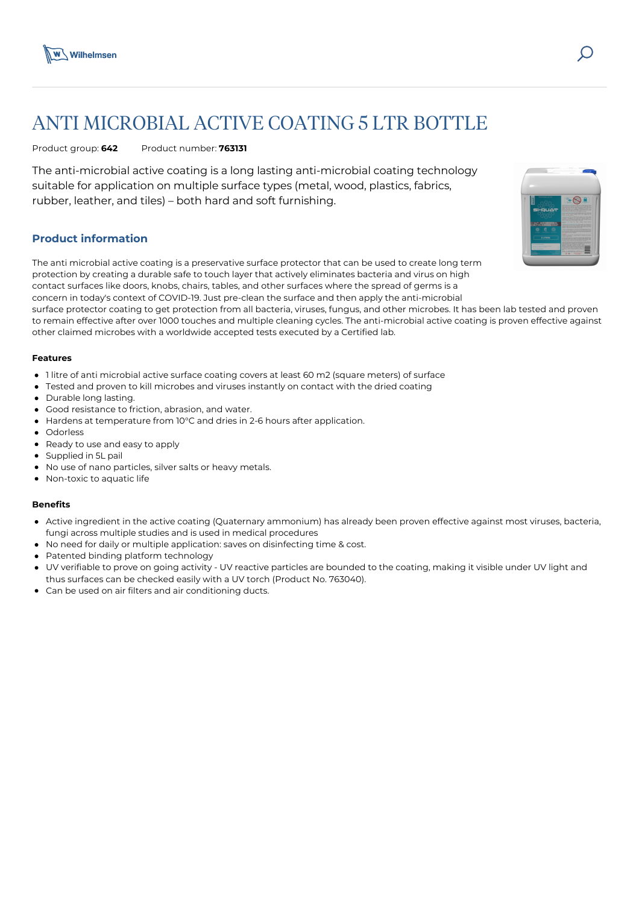# ANTI MICROBIAL ACTIVE COATING 5 LTR BOTTLE

Product group: **642** Product number: **763131**

The anti-microbial active coating is a long lasting anti-microbial coating technology suitable for application on multiple surface types (metal, wood, plastics, fabrics, rubber, leather, and tiles) – both hard and soft furnishing.

## Product information

The anti microbial active coating is a preservative surface protector that can be used to create long term protection by creating a durable safe to touch layer that actively eliminates bacteria and virus on high contact surfaces like doors, knobs, chairs, tables, and other surfaces where the spread of germs is a concern in today's context of COVID-19. Just pre-clean the surface and then apply the anti-microbial surface protector coating to get protection from all bacteria, viruses, fungus, and other microbes. It has been lab tested and proven to remain effective after over 1000 touches and multiple cleaning cycles. The anti-microbial active coating is proven effective against other claimed microbes with a worldwide accepted tests executed by a Certified lab.

#### Features

- 1 litre of anti microbial active surface coating covers at least 60 m2 (square meters) of surface
- Tested and proven to kill microbes and viruses instantly on contact with the dried coating
- Durable long lasting.
- Good resistance to friction, abrasion, and water.
- Hardens at temperature from 10°C and dries in 2-6 hours after application.
- Odorless
- Ready to use and easy to apply
- Supplied in 5L pail
- No use of nano particles, silver salts or heavy metals.
- Non-toxic to aquatic life

#### Benefits

- Active ingredient in the active coating (Quaternary ammonium) has already been proven effective against most viruses, bacteria, fungi across multiple studies and is used in medical procedures
- No need for daily or multiple application: saves on disinfecting time & cost.
- Patented binding platform technology
- UV verifiable to prove on going activity - UV reactive particles are bounded to the coating, making it visible under UV light and thus surfaces can be checked easily with a UV torch (Product No. 763040).
- Can be used on air filters and air conditioning ducts.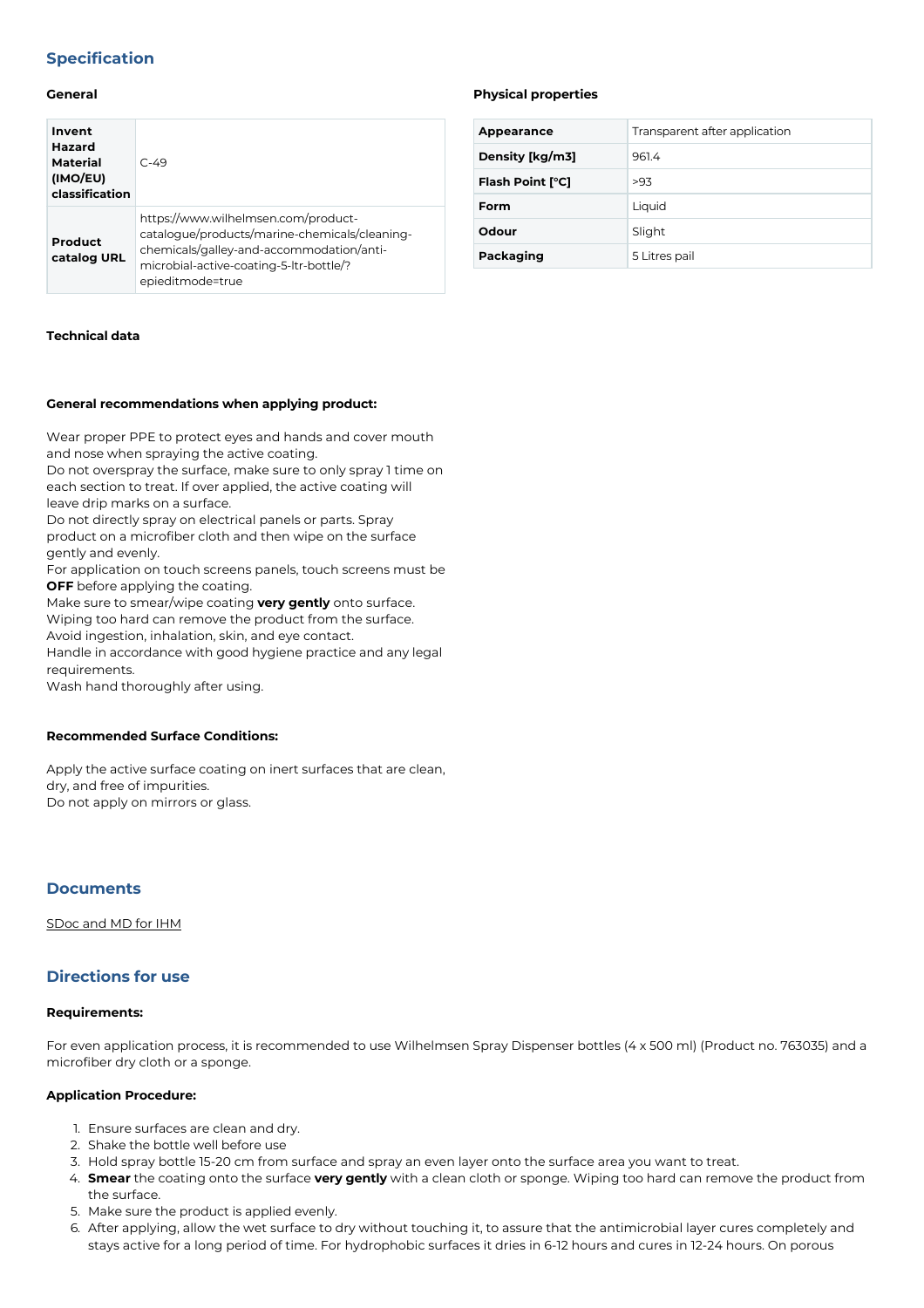## Specification

### General

| Invent Hazard Material (IMO/EU) classification | C-49 |
|---|---|
| Product catalog URL | https://www.wilhelmsen.com/product-catalogue/products/marine-chemicals/cleaning-chemicals/galley-and-accommodation/anti-microbial-active-coating-5-ltr-bottle/?epieditmode=true |

### Physical properties

| Appearance | Transparent after application |
|---|---|
| Density [kg/m3] | 961.4 |
| Flash Point [°C] | >93 |
| Form | Liquid |
| Odour | Slight |
| Packaging | 5 Litres pail |

### Technical data

**General recommendations when applying product:**

Wear proper PPE to protect eyes and hands and cover mouth and nose when spraying the active coating.
Do not overspray the surface, make sure to only spray 1 time on each section to treat. If over applied, the active coating will leave drip marks on a surface.
Do not directly spray on electrical panels or parts. Spray product on a microfiber cloth and then wipe on the surface gently and evenly.
For application on touch screens panels, touch screens must be **OFF** before applying the coating.
Make sure to smear/wipe coating **very gently** onto surface. Wiping too hard can remove the product from the surface.
Avoid ingestion, inhalation, skin, and eye contact.
Handle in accordance with good hygiene practice and any legal requirements.
Wash hand thoroughly after using.

**Recommended Surface Conditions:**

Apply the active surface coating on inert surfaces that are clean, dry, and free of impurities.
Do not apply on mirrors or glass.

## Documents

SDoc and MD for IHM

## Directions for use

**Requirements:**

For even application process, it is recommended to use Wilhelmsen Spray Dispenser bottles (4 x 500 ml) (Product no. 763035) and a microfiber dry cloth or a sponge.

**Application Procedure:**

1. Ensure surfaces are clean and dry.
2. Shake the bottle well before use
3. Hold spray bottle 15-20 cm from surface and spray an even layer onto the surface area you want to treat.
4. **Smear** the coating onto the surface **very gently** with a clean cloth or sponge. Wiping too hard can remove the product from the surface.
5. Make sure the product is applied evenly.
6. After applying, allow the wet surface to dry without touching it, to assure that the antimicrobial layer cures completely and stays active for a long period of time. For hydrophobic surfaces it dries in 6-12 hours and cures in 12-24 hours. On porous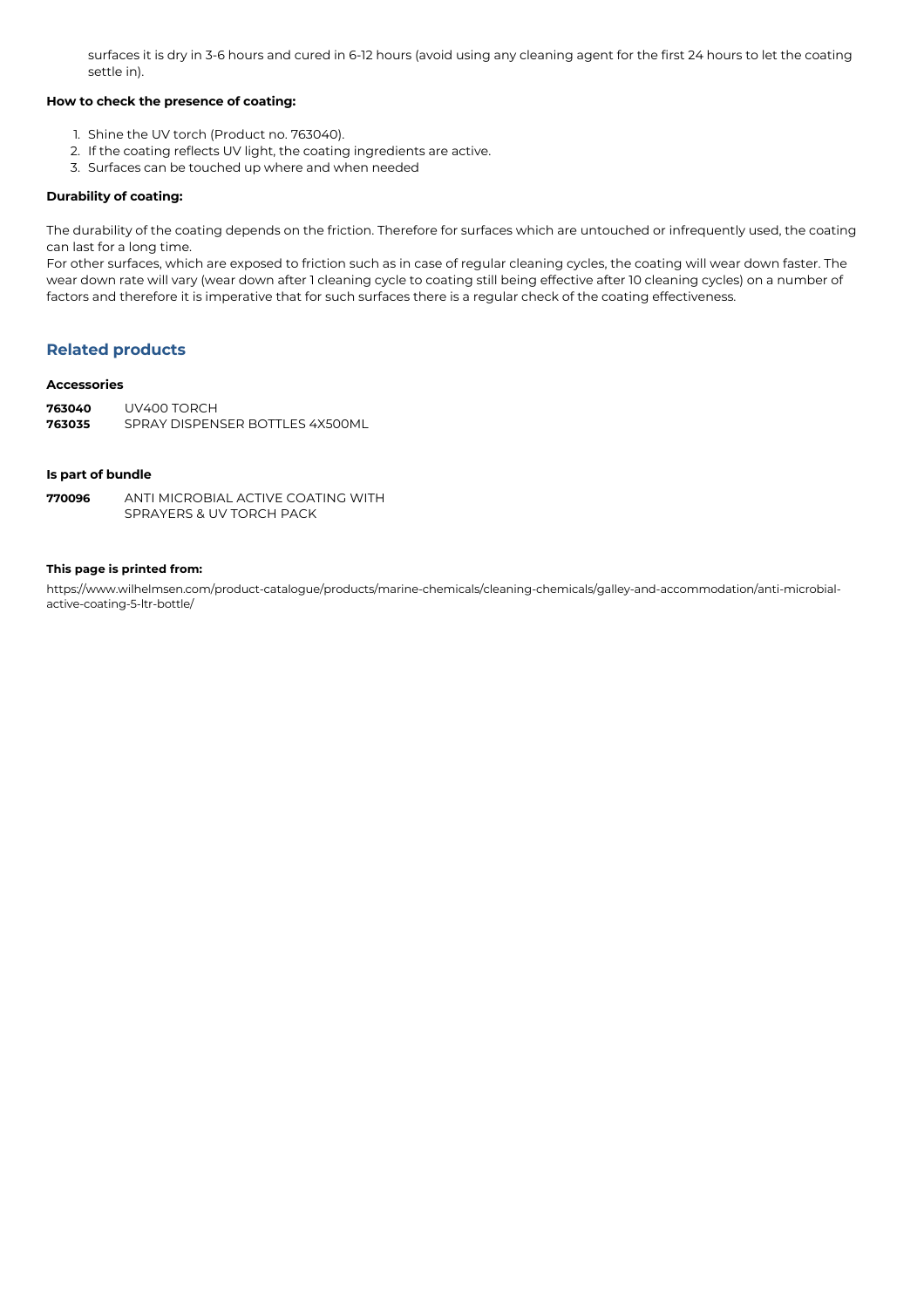surfaces it is dry in 3-6 hours and cured in 6-12 hours (avoid using any cleaning agent for the first 24 hours to let the coating settle in).

**How to check the presence of coating:**

1. Shine the UV torch (Product no. 763040).
2. If the coating reflects UV light, the coating ingredients are active.
3. Surfaces can be touched up where and when needed

**Durability of coating:**

The durability of the coating depends on the friction. Therefore for surfaces which are untouched or infrequently used, the coating can last for a long time.
For other surfaces, which are exposed to friction such as in case of regular cleaning cycles, the coating will wear down faster. The wear down rate will vary (wear down after 1 cleaning cycle to coating still being effective after 10 cleaning cycles) on a number of factors and therefore it is imperative that for such surfaces there is a regular check of the coating effectiveness.

## Related products

**Accessories**

**763040** UV400 TORCH
**763035** SPRAY DISPENSER BOTTLES 4X500ML

**Is part of bundle**

**770096** ANTI MICROBIAL ACTIVE COATING WITH SPRAYERS & UV TORCH PACK

**This page is printed from:**

https://www.wilhelmsen.com/product-catalogue/products/marine-chemicals/cleaning-chemicals/galley-and-accommodation/anti-microbial-active-coating-5-ltr-bottle/